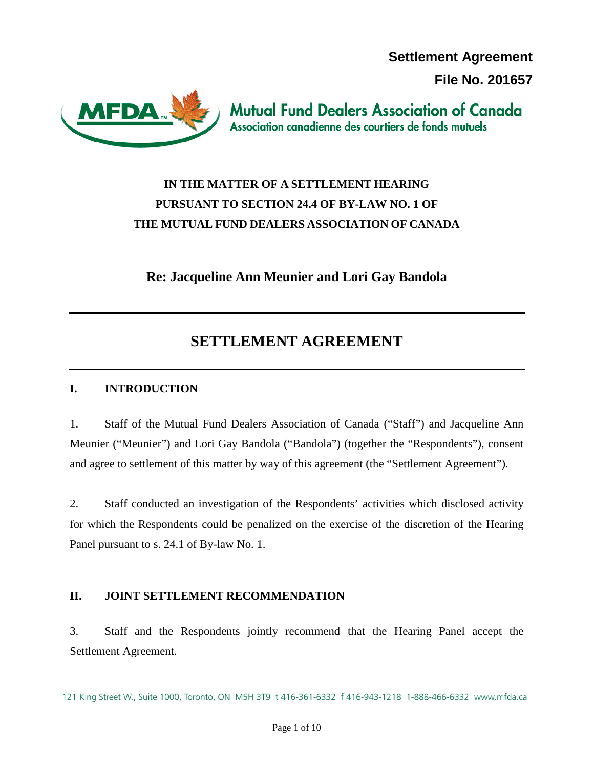**Settlement Agreement**

**File No. 201657**

Mutual Fund Dealers Association of Canada
Association canadienne des courtiers de fonds mutuels

**IN THE MATTER OF A SETTLEMENT HEARING PURSUANT TO SECTION 24.4 OF BY-LAW NO. 1 OF THE MUTUAL FUND DEALERS ASSOCIATION OF CANADA**

**Re: Jacqueline Ann Meunier and Lori Gay Bandola**

# SETTLEMENT AGREEMENT

## I. INTRODUCTION

1. Staff of the Mutual Fund Dealers Association of Canada ("Staff") and Jacqueline Ann Meunier ("Meunier") and Lori Gay Bandola ("Bandola") (together the "Respondents"), consent and agree to settlement of this matter by way of this agreement (the "Settlement Agreement").

2. Staff conducted an investigation of the Respondents' activities which disclosed activity for which the Respondents could be penalized on the exercise of the discretion of the Hearing Panel pursuant to s. 24.1 of By-law No. 1.

## II. JOINT SETTLEMENT RECOMMENDATION

3. Staff and the Respondents jointly recommend that the Hearing Panel accept the Settlement Agreement.

121 King Street W., Suite 1000, Toronto, ON M5H 3T9 t 416-361-6332 f 416-943-1218 1-888-466-6332 www.mfda.ca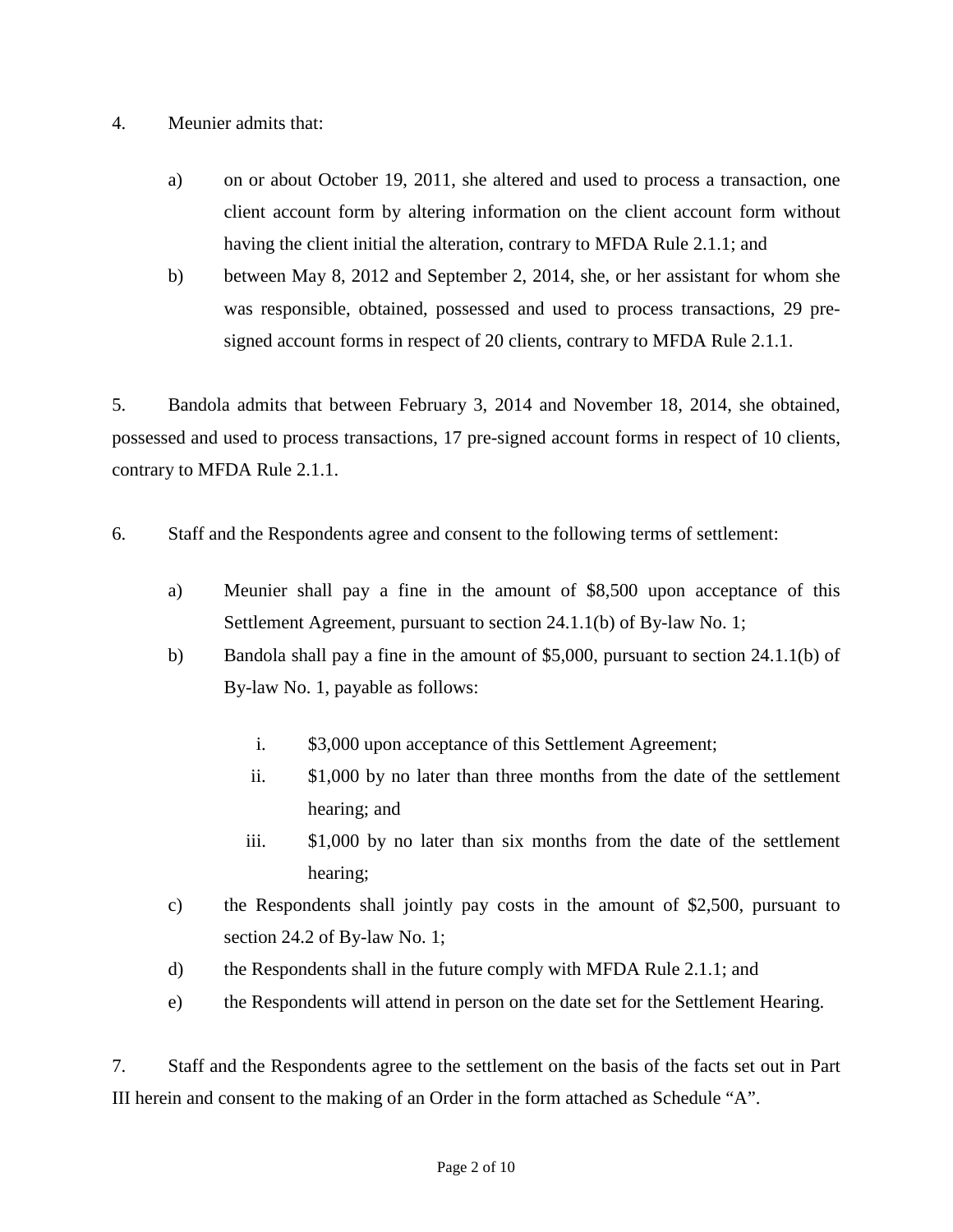4. Meunier admits that:

   a) on or about October 19, 2011, she altered and used to process a transaction, one client account form by altering information on the client account form without having the client initial the alteration, contrary to MFDA Rule 2.1.1; and

   b) between May 8, 2012 and September 2, 2014, she, or her assistant for whom she was responsible, obtained, possessed and used to process transactions, 29 pre-signed account forms in respect of 20 clients, contrary to MFDA Rule 2.1.1.

5. Bandola admits that between February 3, 2014 and November 18, 2014, she obtained, possessed and used to process transactions, 17 pre-signed account forms in respect of 10 clients, contrary to MFDA Rule 2.1.1.

6. Staff and the Respondents agree and consent to the following terms of settlement:

   a) Meunier shall pay a fine in the amount of $8,500 upon acceptance of this Settlement Agreement, pursuant to section 24.1.1(b) of By-law No. 1;

   b) Bandola shall pay a fine in the amount of $5,000, pursuant to section 24.1.1(b) of By-law No. 1, payable as follows:

      i. $3,000 upon acceptance of this Settlement Agreement;

      ii. $1,000 by no later than three months from the date of the settlement hearing; and

      iii. $1,000 by no later than six months from the date of the settlement hearing;

   c) the Respondents shall jointly pay costs in the amount of $2,500, pursuant to section 24.2 of By-law No. 1;

   d) the Respondents shall in the future comply with MFDA Rule 2.1.1; and

   e) the Respondents will attend in person on the date set for the Settlement Hearing.

7. Staff and the Respondents agree to the settlement on the basis of the facts set out in Part III herein and consent to the making of an Order in the form attached as Schedule "A".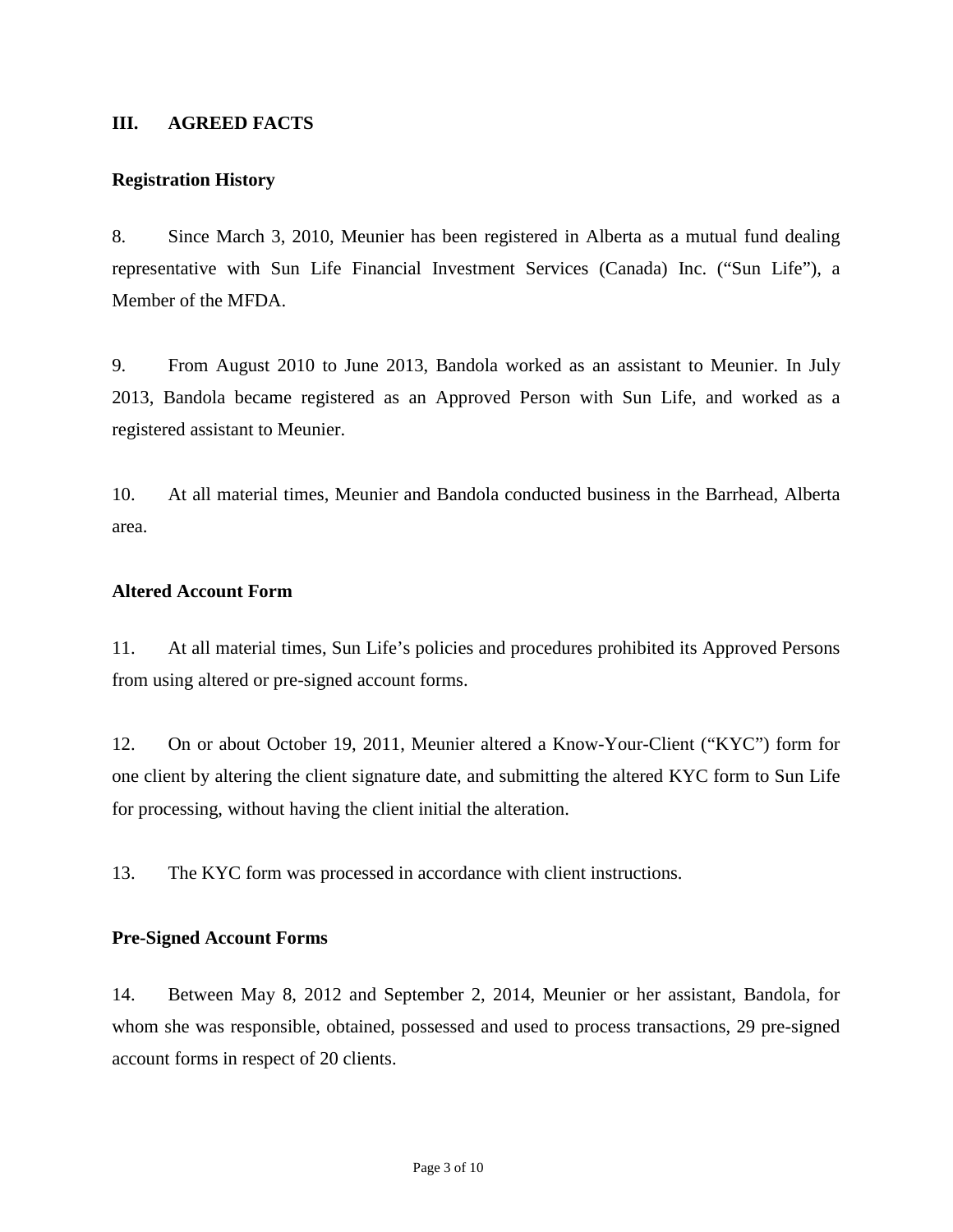## III. AGREED FACTS

### Registration History

8. Since March 3, 2010, Meunier has been registered in Alberta as a mutual fund dealing representative with Sun Life Financial Investment Services (Canada) Inc. ("Sun Life"), a Member of the MFDA.

9. From August 2010 to June 2013, Bandola worked as an assistant to Meunier. In July 2013, Bandola became registered as an Approved Person with Sun Life, and worked as a registered assistant to Meunier.

10. At all material times, Meunier and Bandola conducted business in the Barrhead, Alberta area.

### Altered Account Form

11. At all material times, Sun Life's policies and procedures prohibited its Approved Persons from using altered or pre-signed account forms.

12. On or about October 19, 2011, Meunier altered a Know-Your-Client ("KYC") form for one client by altering the client signature date, and submitting the altered KYC form to Sun Life for processing, without having the client initial the alteration.

13. The KYC form was processed in accordance with client instructions.

### Pre-Signed Account Forms

14. Between May 8, 2012 and September 2, 2014, Meunier or her assistant, Bandola, for whom she was responsible, obtained, possessed and used to process transactions, 29 pre-signed account forms in respect of 20 clients.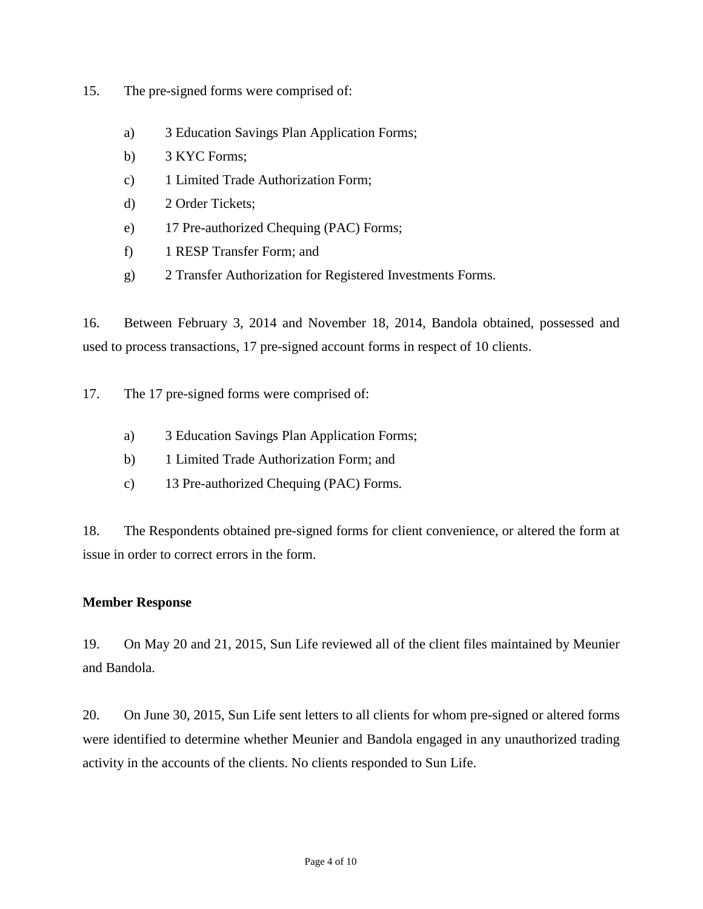15. The pre-signed forms were comprised of:

a) 3 Education Savings Plan Application Forms;

b) 3 KYC Forms;

c) 1 Limited Trade Authorization Form;

d) 2 Order Tickets;

e) 17 Pre-authorized Chequing (PAC) Forms;

f) 1 RESP Transfer Form; and

g) 2 Transfer Authorization for Registered Investments Forms.

16. Between February 3, 2014 and November 18, 2014, Bandola obtained, possessed and used to process transactions, 17 pre-signed account forms in respect of 10 clients.

17. The 17 pre-signed forms were comprised of:

a) 3 Education Savings Plan Application Forms;

b) 1 Limited Trade Authorization Form; and

c) 13 Pre-authorized Chequing (PAC) Forms.

18. The Respondents obtained pre-signed forms for client convenience, or altered the form at issue in order to correct errors in the form.

**Member Response**

19. On May 20 and 21, 2015, Sun Life reviewed all of the client files maintained by Meunier and Bandola.

20. On June 30, 2015, Sun Life sent letters to all clients for whom pre-signed or altered forms were identified to determine whether Meunier and Bandola engaged in any unauthorized trading activity in the accounts of the clients. No clients responded to Sun Life.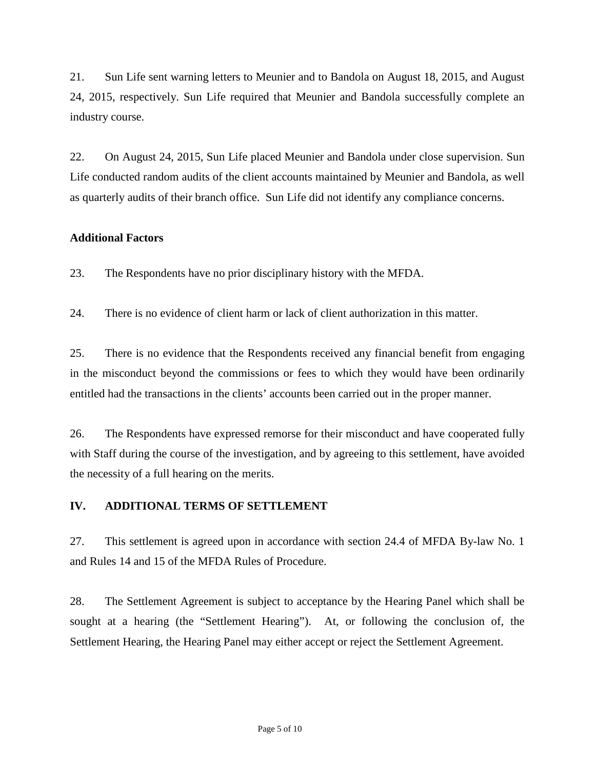21. Sun Life sent warning letters to Meunier and to Bandola on August 18, 2015, and August 24, 2015, respectively. Sun Life required that Meunier and Bandola successfully complete an industry course.

22. On August 24, 2015, Sun Life placed Meunier and Bandola under close supervision. Sun Life conducted random audits of the client accounts maintained by Meunier and Bandola, as well as quarterly audits of their branch office. Sun Life did not identify any compliance concerns.

**Additional Factors**

23. The Respondents have no prior disciplinary history with the MFDA.

24. There is no evidence of client harm or lack of client authorization in this matter.

25. There is no evidence that the Respondents received any financial benefit from engaging in the misconduct beyond the commissions or fees to which they would have been ordinarily entitled had the transactions in the clients' accounts been carried out in the proper manner.

26. The Respondents have expressed remorse for their misconduct and have cooperated fully with Staff during the course of the investigation, and by agreeing to this settlement, have avoided the necessity of a full hearing on the merits.

## IV. ADDITIONAL TERMS OF SETTLEMENT

27. This settlement is agreed upon in accordance with section 24.4 of MFDA By-law No. 1 and Rules 14 and 15 of the MFDA Rules of Procedure.

28. The Settlement Agreement is subject to acceptance by the Hearing Panel which shall be sought at a hearing (the "Settlement Hearing"). At, or following the conclusion of, the Settlement Hearing, the Hearing Panel may either accept or reject the Settlement Agreement.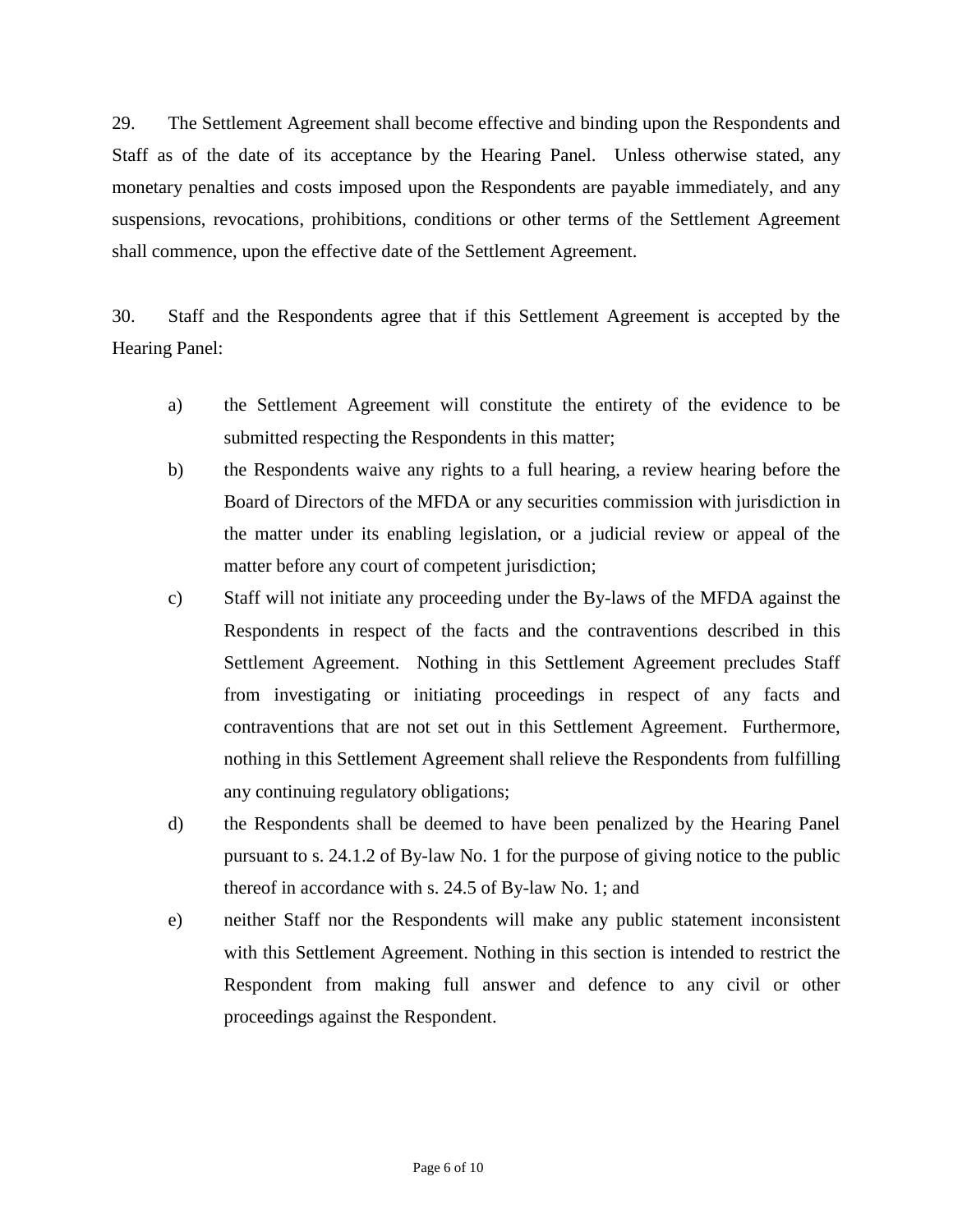29. The Settlement Agreement shall become effective and binding upon the Respondents and Staff as of the date of its acceptance by the Hearing Panel. Unless otherwise stated, any monetary penalties and costs imposed upon the Respondents are payable immediately, and any suspensions, revocations, prohibitions, conditions or other terms of the Settlement Agreement shall commence, upon the effective date of the Settlement Agreement.

30. Staff and the Respondents agree that if this Settlement Agreement is accepted by the Hearing Panel:

a) the Settlement Agreement will constitute the entirety of the evidence to be submitted respecting the Respondents in this matter;

b) the Respondents waive any rights to a full hearing, a review hearing before the Board of Directors of the MFDA or any securities commission with jurisdiction in the matter under its enabling legislation, or a judicial review or appeal of the matter before any court of competent jurisdiction;

c) Staff will not initiate any proceeding under the By-laws of the MFDA against the Respondents in respect of the facts and the contraventions described in this Settlement Agreement. Nothing in this Settlement Agreement precludes Staff from investigating or initiating proceedings in respect of any facts and contraventions that are not set out in this Settlement Agreement. Furthermore, nothing in this Settlement Agreement shall relieve the Respondents from fulfilling any continuing regulatory obligations;

d) the Respondents shall be deemed to have been penalized by the Hearing Panel pursuant to s. 24.1.2 of By-law No. 1 for the purpose of giving notice to the public thereof in accordance with s. 24.5 of By-law No. 1; and

e) neither Staff nor the Respondents will make any public statement inconsistent with this Settlement Agreement. Nothing in this section is intended to restrict the Respondent from making full answer and defence to any civil or other proceedings against the Respondent.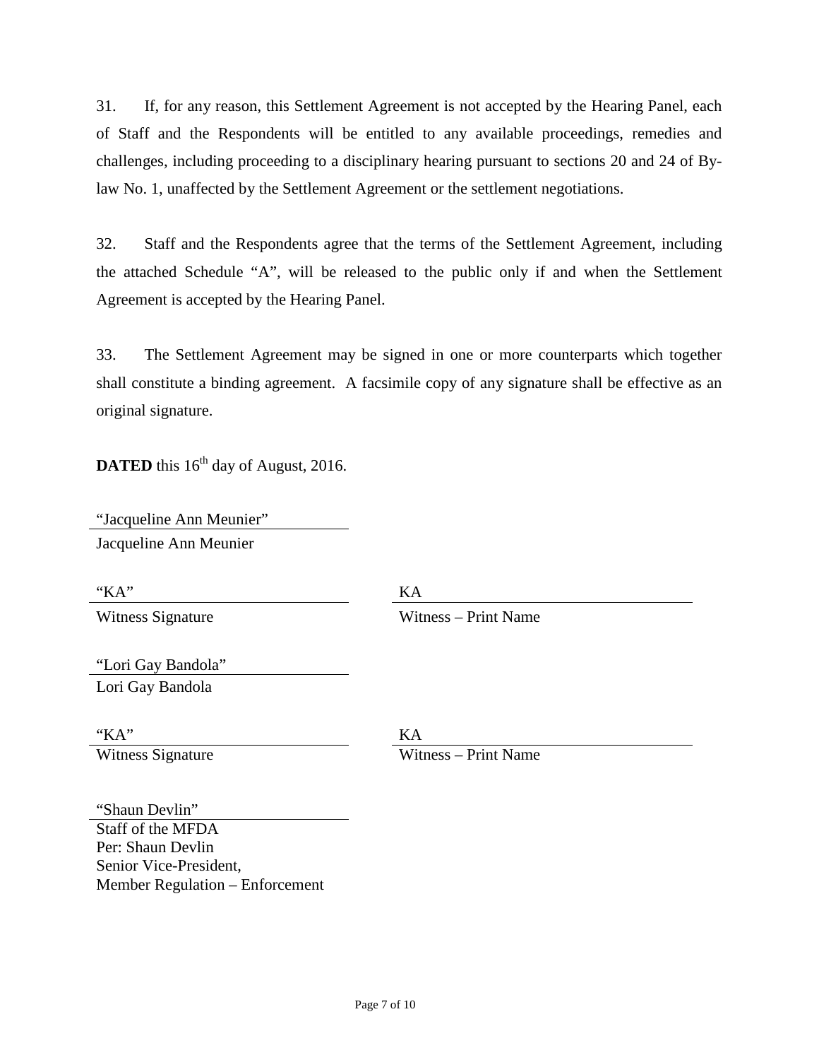31. If, for any reason, this Settlement Agreement is not accepted by the Hearing Panel, each of Staff and the Respondents will be entitled to any available proceedings, remedies and challenges, including proceeding to a disciplinary hearing pursuant to sections 20 and 24 of By-law No. 1, unaffected by the Settlement Agreement or the settlement negotiations.

32. Staff and the Respondents agree that the terms of the Settlement Agreement, including the attached Schedule "A", will be released to the public only if and when the Settlement Agreement is accepted by the Hearing Panel.

33. The Settlement Agreement may be signed in one or more counterparts which together shall constitute a binding agreement. A facsimile copy of any signature shall be effective as an original signature.

**DATED** this 16th day of August, 2016.

"Jacqueline Ann Meunier"
Jacqueline Ann Meunier

| "KA" | KA |
|---|---|
| Witness Signature | Witness – Print Name |

"Lori Gay Bandola"
Lori Gay Bandola

| "KA" | KA |
|---|---|
| Witness Signature | Witness – Print Name |

"Shaun Devlin"
Staff of the MFDA
Per: Shaun Devlin
Senior Vice-President,
Member Regulation – Enforcement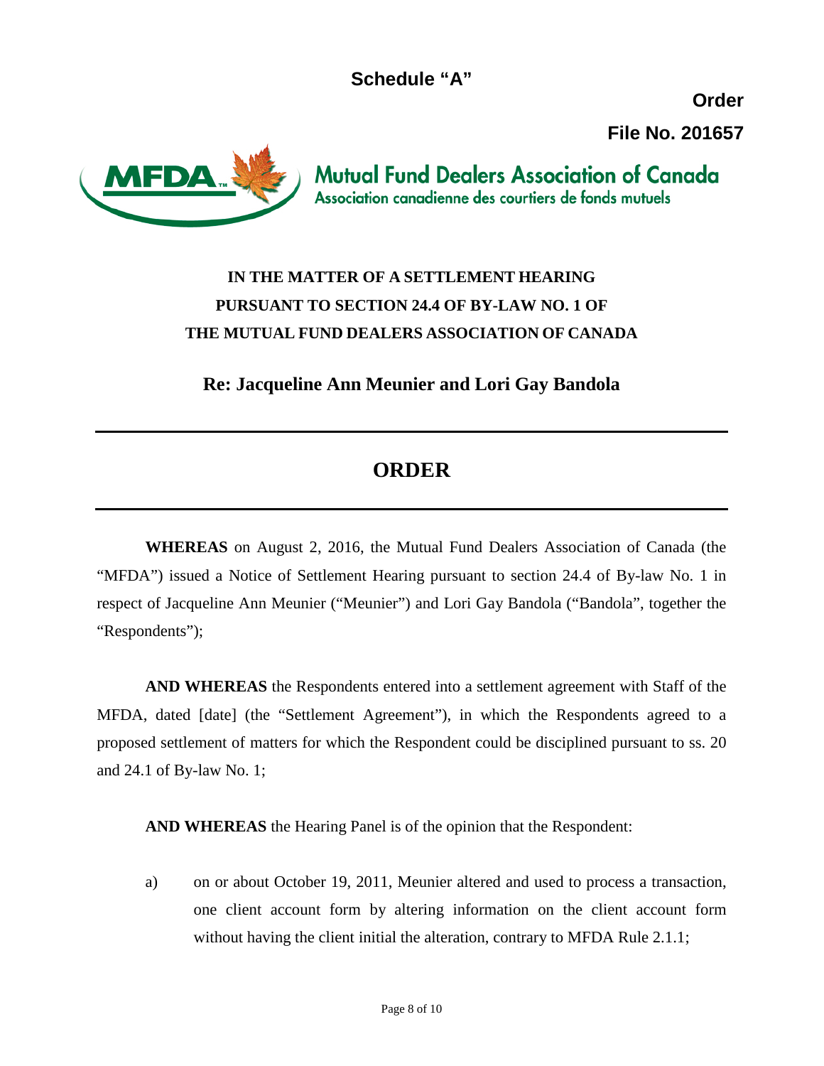**Schedule "A"**

**Order**

**File No. 201657**

**Mutual Fund Dealers Association of Canada**
Association canadienne des courtiers de fonds mutuels

**IN THE MATTER OF A SETTLEMENT HEARING PURSUANT TO SECTION 24.4 OF BY-LAW NO. 1 OF THE MUTUAL FUND DEALERS ASSOCIATION OF CANADA**

**Re: Jacqueline Ann Meunier and Lori Gay Bandola**

---

# ORDER

---

**WHEREAS** on August 2, 2016, the Mutual Fund Dealers Association of Canada (the "MFDA") issued a Notice of Settlement Hearing pursuant to section 24.4 of By-law No. 1 in respect of Jacqueline Ann Meunier ("Meunier") and Lori Gay Bandola ("Bandola", together the "Respondents");

**AND WHEREAS** the Respondents entered into a settlement agreement with Staff of the MFDA, dated [date] (the "Settlement Agreement"), in which the Respondents agreed to a proposed settlement of matters for which the Respondent could be disciplined pursuant to ss. 20 and 24.1 of By-law No. 1;

**AND WHEREAS** the Hearing Panel is of the opinion that the Respondent:

a) on or about October 19, 2011, Meunier altered and used to process a transaction, one client account form by altering information on the client account form without having the client initial the alteration, contrary to MFDA Rule 2.1.1;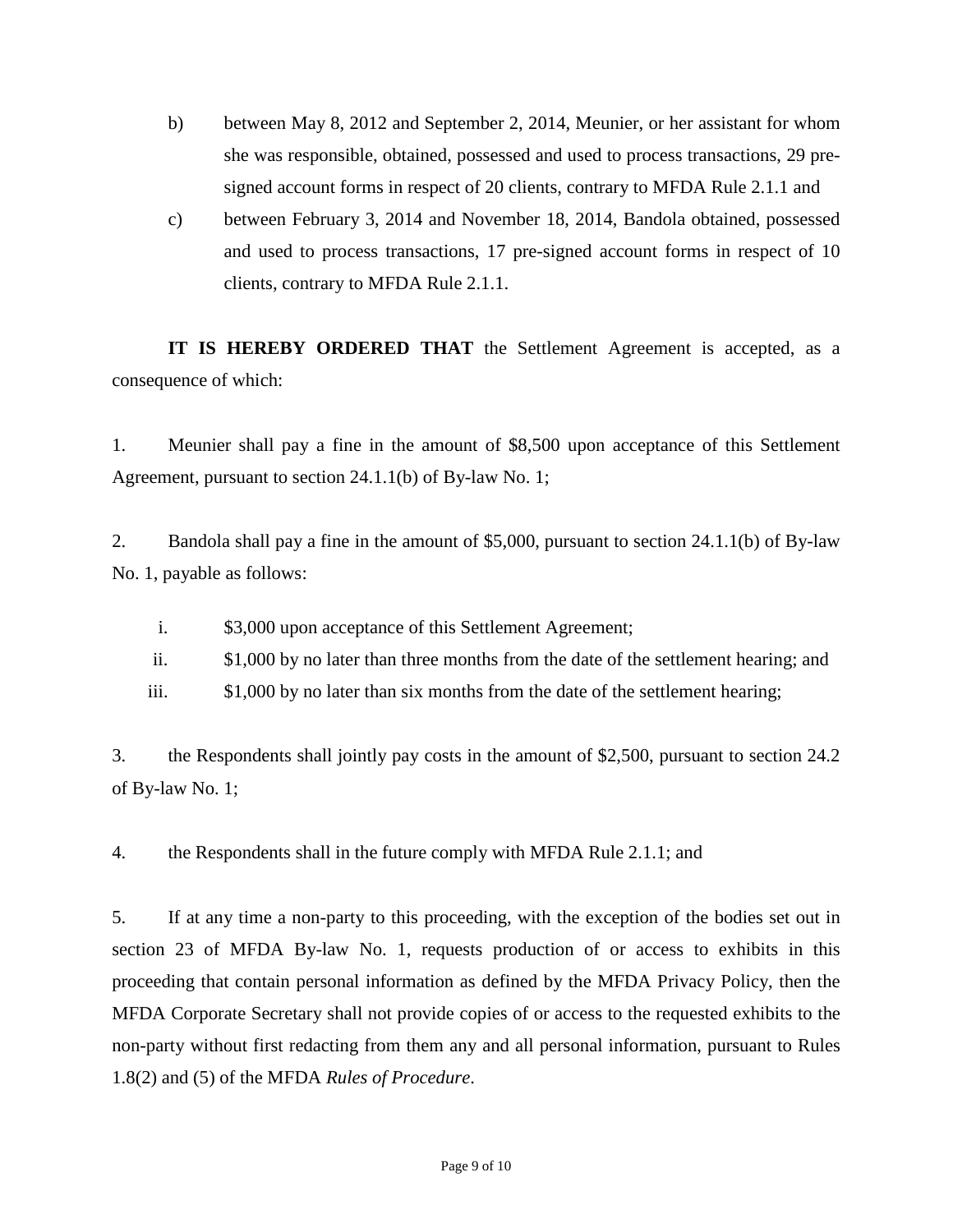b) between May 8, 2012 and September 2, 2014, Meunier, or her assistant for whom she was responsible, obtained, possessed and used to process transactions, 29 pre-signed account forms in respect of 20 clients, contrary to MFDA Rule 2.1.1 and

c) between February 3, 2014 and November 18, 2014, Bandola obtained, possessed and used to process transactions, 17 pre-signed account forms in respect of 10 clients, contrary to MFDA Rule 2.1.1.

**IT IS HEREBY ORDERED THAT** the Settlement Agreement is accepted, as a consequence of which:

1. Meunier shall pay a fine in the amount of $8,500 upon acceptance of this Settlement Agreement, pursuant to section 24.1.1(b) of By-law No. 1;

2. Bandola shall pay a fine in the amount of $5,000, pursuant to section 24.1.1(b) of By-law No. 1, payable as follows:

   i. $3,000 upon acceptance of this Settlement Agreement;

   ii. $1,000 by no later than three months from the date of the settlement hearing; and

   iii. $1,000 by no later than six months from the date of the settlement hearing;

3. the Respondents shall jointly pay costs in the amount of $2,500, pursuant to section 24.2 of By-law No. 1;

4. the Respondents shall in the future comply with MFDA Rule 2.1.1; and

5. If at any time a non-party to this proceeding, with the exception of the bodies set out in section 23 of MFDA By-law No. 1, requests production of or access to exhibits in this proceeding that contain personal information as defined by the MFDA Privacy Policy, then the MFDA Corporate Secretary shall not provide copies of or access to the requested exhibits to the non-party without first redacting from them any and all personal information, pursuant to Rules 1.8(2) and (5) of the MFDA *Rules of Procedure*.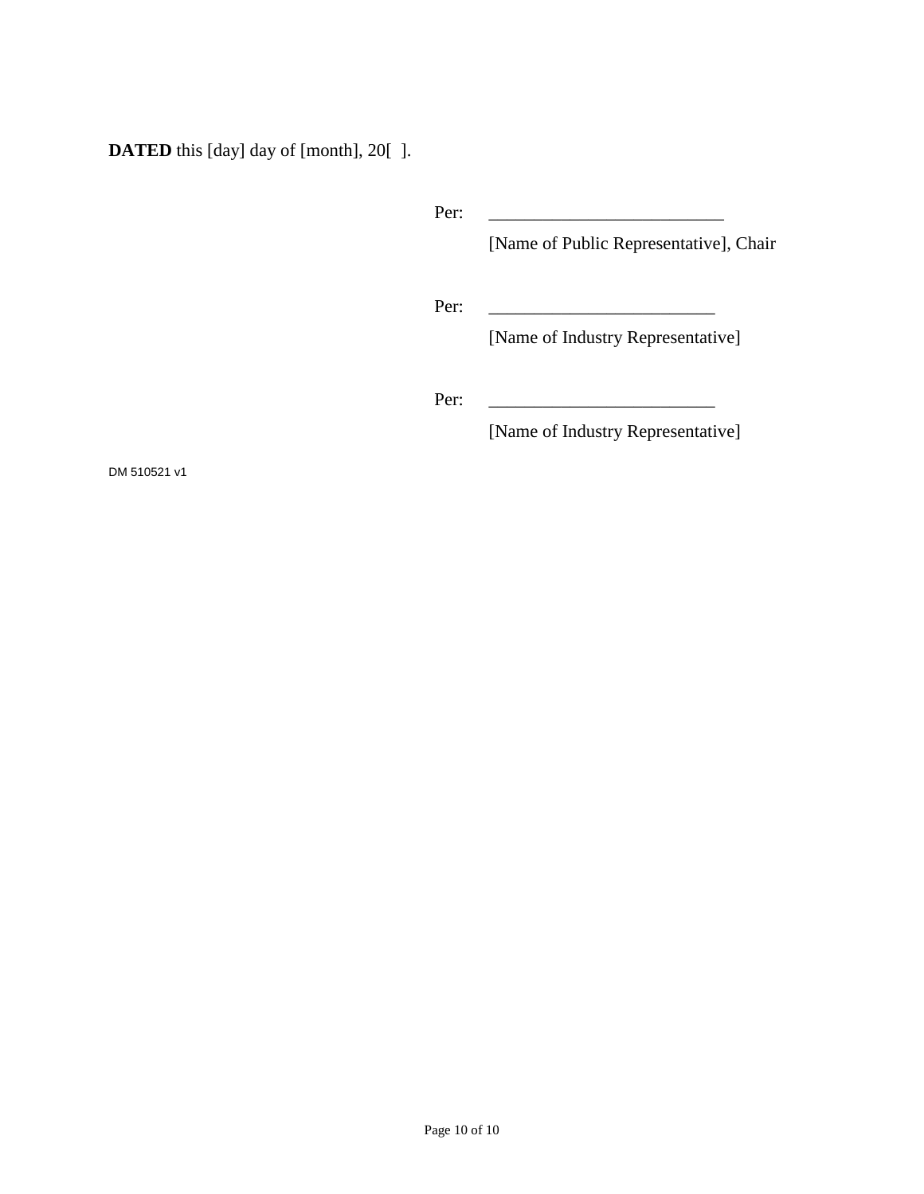**DATED** this [day] day of [month], 20[ ].

Per: _________________________

[Name of Public Representative], Chair

Per: _________________________

[Name of Industry Representative]

Per: _________________________

[Name of Industry Representative]

DM 510521 v1